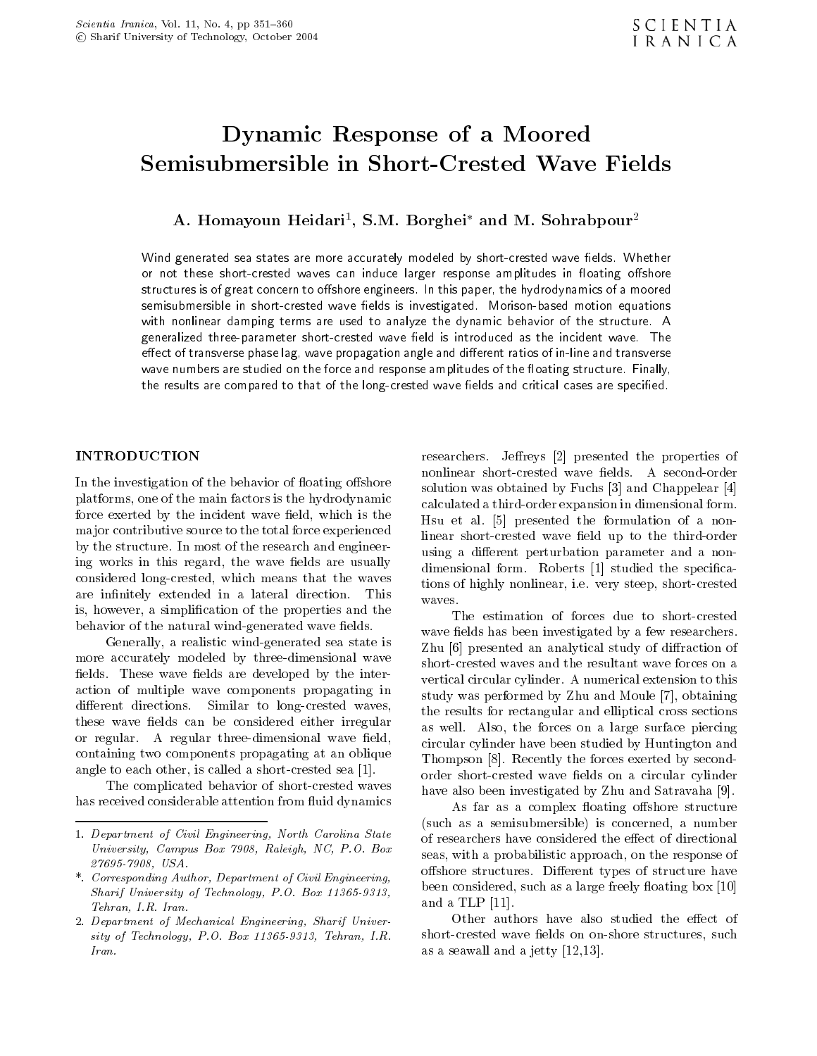# Dynamic Response of a Moored Semisubmersible in Short-Crested Wave Fields

**A. Homayoun Heidari[1], S.M. Borghei[*] and M. Sohrabpour[2]**

Wind generated sea states are more accurately modeled by short-crested wave fields. Whether or not these short-crested waves can induce larger response amplitudes in floating offshore structures is of great concern to offshore engineers. In this paper, the hydrodynamics of a moored semisubmersible in short-crested wave fields is investigated. Morison-based motion equations with nonlinear damping terms are used to analyze the dynamic behavior of the structure. A generalized three-parameter short-crested wave field is introduced as the incident wave. The effect of transverse phase lag, wave propagation angle and different ratios of in-line and transverse wave numbers are studied on the force and response amplitudes of the floating structure. Finally, the results are compared to that of the long-crested wave fields and critical cases are specified.

## INTRODUCTION

In the investigation of the behavior of floating offshore platforms, one of the main factors is the hydrodynamic force exerted by the incident wave field, which is the major contributive source to the total force experienced by the structure. In most of the research and engineering works in this regard, the wave fields are usually considered long-crested, which means that the waves are infinitely extended in a lateral direction. This is, however, a simplification of the properties and the behavior of the natural wind-generated wave fields.

Generally, a realistic wind-generated sea state is more accurately modeled by three-dimensional wave fields. These wave fields are developed by the interaction of multiple wave components propagating in different directions. Similar to long-crested waves, these wave fields can be considered either irregular or regular. A regular three-dimensional wave field, containing two components propagating at an oblique angle to each other, is called a short-crested sea [1].

The complicated behavior of short-crested waves has received considerable attention from fluid dynamics researchers. Jeffreys [2] presented the properties of nonlinear short-crested wave fields. A second-order solution was obtained by Fuchs [3] and Chappelear [4] calculated a third-order expansion in dimensional form. Hsu et al. [5] presented the formulation of a nonlinear short-crested wave field up to the third-order using a different perturbation parameter and a nondimensional form. Roberts [1] studied the specifications of highly nonlinear, i.e. very steep, short-crested waves.

The estimation of forces due to short-crested wave fields has been investigated by a few researchers. Zhu [6] presented an analytical study of diffraction of short-crested waves and the resultant wave forces on a vertical circular cylinder. A numerical extension to this study was performed by Zhu and Moule [7], obtaining the results for rectangular and elliptical cross sections as well. Also, the forces on a large surface piercing circular cylinder have been studied by Huntington and Thompson [8]. Recently the forces exerted by second-order short-crested wave fields on a circular cylinder have also been investigated by Zhu and Satravaha [9].

As far as a complex floating offshore structure (such as a semisubmersible) is concerned, a number of researchers have considered the effect of directional seas, with a probabilistic approach, on the response of offshore structures. Different types of structure have been considered, such as a large freely floating box [10] and a TLP [11].

Other authors have also studied the effect of short-crested wave fields on on-shore structures, such as a seawall and a jetty [12,13].

---

1. *Department of Civil Engineering, North Carolina State University, Campus Box 7908, Raleigh, NC, P.O. Box 27695-7908, USA.*

\*. *Corresponding Author, Department of Civil Engineering, Sharif University of Technology, P.O. Box 11365-9313, Tehran, I.R. Iran.*

2. *Department of Mechanical Engineering, Sharif University of Technology, P.O. Box 11365-9313, Tehran, I.R. Iran.*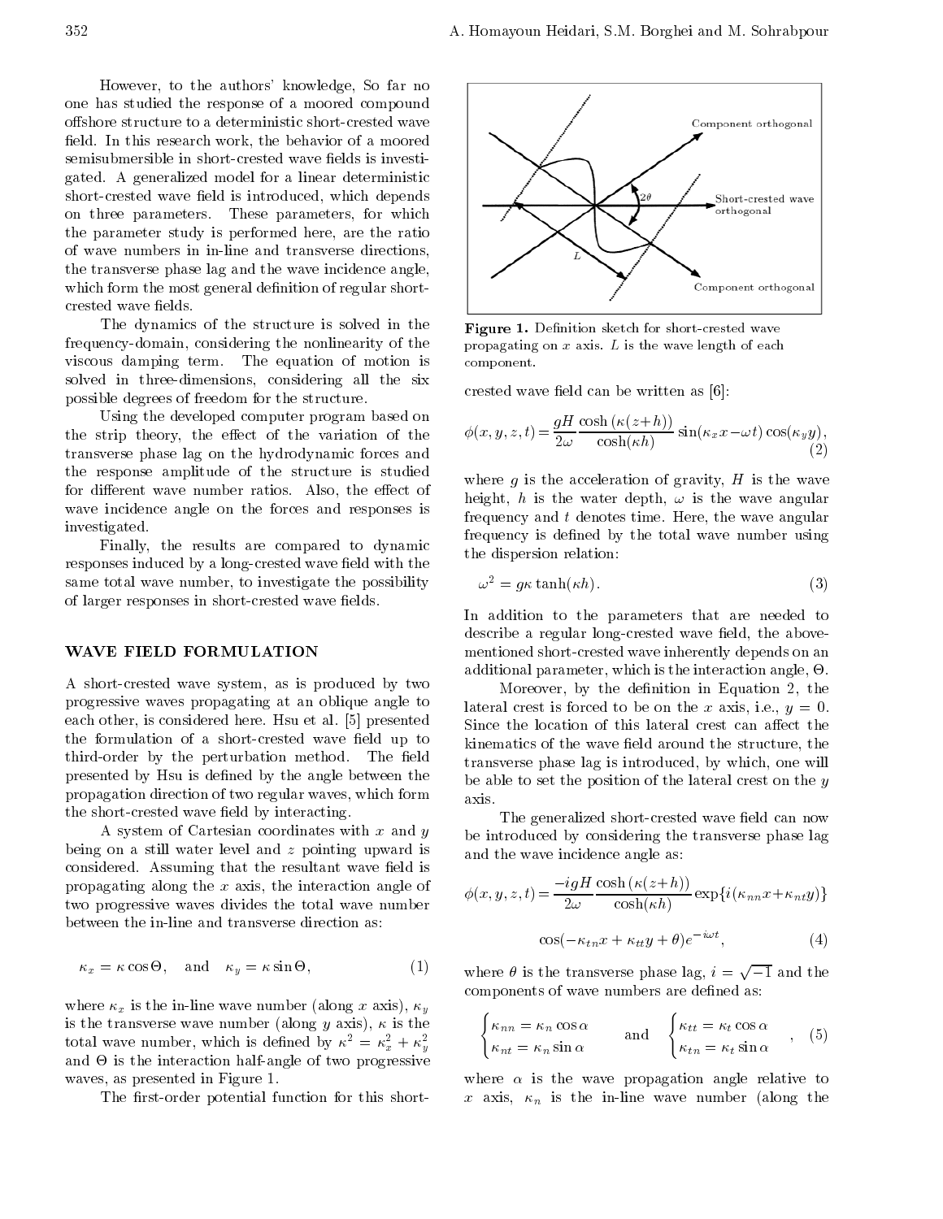However, to the authors' knowledge, So far no one has studied the response of a moored compound offshore structure to a deterministic short-crested wave field. In this research work, the behavior of a moored semisubmersible in short-crested wave fields is investigated. A generalized model for a linear deterministic short-crested wave field is introduced, which depends on three parameters. These parameters, for which the parameter study is performed here, are the ratio of wave numbers in in-line and transverse directions, the transverse phase lag and the wave incidence angle, which form the most general definition of regular short-crested wave fields.

The dynamics of the structure is solved in the frequency-domain, considering the nonlinearity of the viscous damping term. The equation of motion is solved in three-dimensions, considering all the six possible degrees of freedom for the structure.

Using the developed computer program based on the strip theory, the effect of the variation of the transverse phase lag on the hydrodynamic forces and the response amplitude of the structure is studied for different wave number ratios. Also, the effect of wave incidence angle on the forces and responses is investigated.

Finally, the results are compared to dynamic responses induced by a long-crested wave field with the same total wave number, to investigate the possibility of larger responses in short-crested wave fields.

## WAVE FIELD FORMULATION

A short-crested wave system, as is produced by two progressive waves propagating at an oblique angle to each other, is considered here. Hsu et al. [5] presented the formulation of a short-crested wave field up to third-order by the perturbation method. The field presented by Hsu is defined by the angle between the propagation direction of two regular waves, which form the short-crested wave field by interacting.

A system of Cartesian coordinates with $x$ and $y$ being on a still water level and $z$ pointing upward is considered. Assuming that the resultant wave field is propagating along the $x$ axis, the interaction angle of two progressive waves divides the total wave number between the in-line and transverse direction as:

$$\kappa_x = \kappa \cos\Theta, \quad \text{and} \quad \kappa_y = \kappa \sin\Theta, \tag{1}$$

where $\kappa_x$ is the in-line wave number (along $x$ axis), $\kappa_y$ is the transverse wave number (along $y$ axis), $\kappa$ is the total wave number, which is defined by $\kappa^2 = \kappa_x^2 + \kappa_y^2$ and $\Theta$ is the interaction half-angle of two progressive waves, as presented in Figure 1.

The first-order potential function for this short-crested wave field can be written as [6]:

Figure 1. Definition sketch for short-crested wave propagating on $x$ axis. $L$ is the wave length of each component.

$$\phi(x,y,z,t) = \frac{gH}{2\omega}\frac{\cosh(\kappa(z+h))}{\cosh(\kappa h)}\sin(\kappa_x x - \omega t)\cos(\kappa_y y), \tag{2}$$

where $g$ is the acceleration of gravity, $H$ is the wave height, $h$ is the water depth, $\omega$ is the wave angular frequency and $t$ denotes time. Here, the wave angular frequency is defined by the total wave number using the dispersion relation:

$$\omega^2 = g\kappa \tanh(\kappa h). \tag{3}$$

In addition to the parameters that are needed to describe a regular long-crested wave field, the above-mentioned short-crested wave inherently depends on an additional parameter, which is the interaction angle, $\Theta$.

Moreover, by the definition in Equation 2, the lateral crest is forced to be on the $x$ axis, i.e., $y = 0$. Since the location of this lateral crest can affect the kinematics of the wave field around the structure, the transverse phase lag is introduced, by which, one will be able to set the position of the lateral crest on the $y$ axis.

The generalized short-crested wave field can now be introduced by considering the transverse phase lag and the wave incidence angle as:

$$\phi(x,y,z,t) = \frac{-igH}{2\omega}\frac{\cosh(\kappa(z+h))}{\cosh(\kappa h)}\exp\{i(\kappa_{nn}x + \kappa_{nt}y)\}$$

$$\cos(-\kappa_{tn}x + \kappa_{tt}y + \theta)e^{-i\omega t}, \tag{4}$$

where $\theta$ is the transverse phase lag, $i = \sqrt{-1}$ and the components of wave numbers are defined as:

$$\begin{cases}\kappa_{nn} = \kappa_n \cos\alpha \\ \kappa_{nt} = \kappa_n \sin\alpha\end{cases} \quad \text{and} \quad \begin{cases}\kappa_{tt} = \kappa_t \cos\alpha \\ \kappa_{tn} = \kappa_t \sin\alpha\end{cases}, \tag{5}$$

where $\alpha$ is the wave propagation angle relative to $x$ axis, $\kappa_n$ is the in-line wave number (along the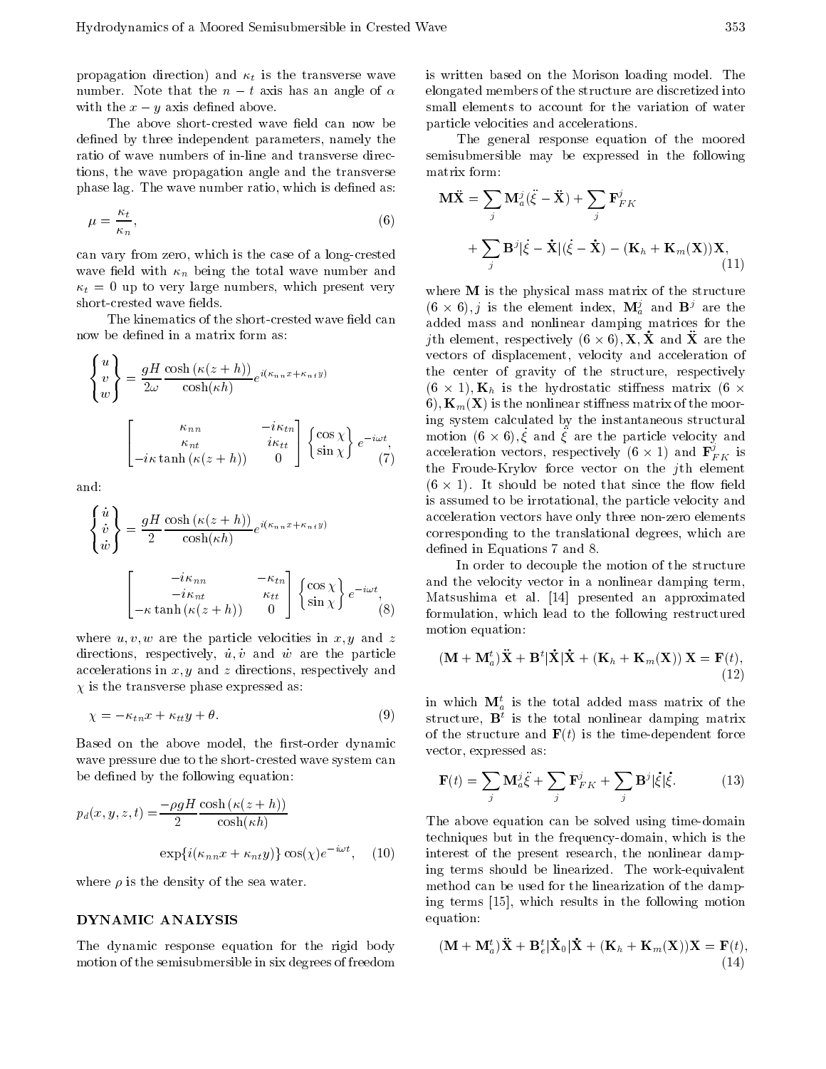propagation direction) and $\kappa_t$ is the transverse wave number. Note that the $n-t$ axis has an angle of $\alpha$ with the $x-y$ axis defined above.

The above short-crested wave field can now be defined by three independent parameters, namely the ratio of wave numbers of in-line and transverse directions, the wave propagation angle and the transverse phase lag. The wave number ratio, which is defined as:

$$\mu = \frac{\kappa_t}{\kappa_n}, \tag{6}$$

can vary from zero, which is the case of a long-crested wave field with $\kappa_n$ being the total wave number and $\kappa_t = 0$ up to very large numbers, which present very short-crested wave fields.

The kinematics of the short-crested wave field can now be defined in a matrix form as:

$$\begin{Bmatrix} u \\ v \\ w \end{Bmatrix} = \frac{gH}{2\omega}\frac{\cosh(\kappa(z+h))}{\cosh(\kappa h)} e^{i(\kappa_{nn}x+\kappa_{nt}y)} \begin{bmatrix} \kappa_{nn} & -i\kappa_{tn} \\ \kappa_{nt} & i\kappa_{tt} \\ -i\kappa\tanh(\kappa(z+h)) & 0 \end{bmatrix} \begin{Bmatrix} \cos\chi \\ \sin\chi \end{Bmatrix} e^{-i\omega t}, \tag{7}$$

and:

$$\begin{Bmatrix} \dot{u} \\ \dot{v} \\ \dot{w} \end{Bmatrix} = \frac{gH}{2}\frac{\cosh(\kappa(z+h))}{\cosh(\kappa h)} e^{i(\kappa_{nn}x+\kappa_{nt}y)} \begin{bmatrix} -i\kappa_{nn} & -\kappa_{tn} \\ -i\kappa_{nt} & \kappa_{tt} \\ -\kappa\tanh(\kappa(z+h)) & 0 \end{bmatrix} \begin{Bmatrix} \cos\chi \\ \sin\chi \end{Bmatrix} e^{-i\omega t}, \tag{8}$$

where $u, v, w$ are the particle velocities in $x, y$ and $z$ directions, respectively, $\dot{u}, \dot{v}$ and $\dot{w}$ are the particle accelerations in $x, y$ and $z$ directions, respectively and $\chi$ is the transverse phase expressed as:

$$\chi = -\kappa_{tn}x + \kappa_{tt}y + \theta. \tag{9}$$

Based on the above model, the first-order dynamic wave pressure due to the short-crested wave system can be defined by the following equation:

$$p_d(x,y,z,t) = \frac{-\rho g H}{2}\frac{\cosh(\kappa(z+h))}{\cosh(\kappa h)} \exp\{i(\kappa_{nn}x + \kappa_{nt}y)\}\cos(\chi)e^{-i\omega t}, \tag{10}$$

where $\rho$ is the density of the sea water.

## DYNAMIC ANALYSIS

The dynamic response equation for the rigid body motion of the semisubmersible in six degrees of freedom is written based on the Morison loading model. The elongated members of the structure are discretized into small elements to account for the variation of water particle velocities and accelerations.

The general response equation of the moored semisubmersible may be expressed in the following matrix form:

$$\mathbf{M}\ddot{\mathbf{X}} = \sum_j \mathbf{M}_a^j(\ddot{\xi} - \ddot{\mathbf{X}}) + \sum_j \mathbf{F}_{FK}^j + \sum_j \mathbf{B}^j|\dot{\xi} - \dot{\mathbf{X}}|(\dot{\xi} - \dot{\mathbf{X}}) - (\mathbf{K}_h + \mathbf{K}_m(\mathbf{X}))\mathbf{X}, \tag{11}$$

where $\mathbf{M}$ is the physical mass matrix of the structure $(6\times 6)$, $j$ is the element index, $\mathbf{M}_a^j$ and $\mathbf{B}^j$ are the added mass and nonlinear damping matrices for the $j$th element, respectively $(6\times 6)$, $\mathbf{X}, \dot{\mathbf{X}}$ and $\ddot{\mathbf{X}}$ are the vectors of displacement, velocity and acceleration of the center of gravity of the structure, respectively $(6\times 1)$, $\mathbf{K}_h$ is the hydrostatic stiffness matrix $(6\times 6)$, $\mathbf{K}_m(\mathbf{X})$ is the nonlinear stiffness matrix of the mooring system calculated by the instantaneous structural motion $(6\times 6)$, $\dot{\xi}$ and $\ddot{\xi}$ are the particle velocity and acceleration vectors, respectively $(6\times 1)$ and $\mathbf{F}_{FK}^j$ is the Froude-Krylov force vector on the $j$th element $(6\times 1)$. It should be noted that since the flow field is assumed to be irrotational, the particle velocity and acceleration vectors have only three non-zero elements corresponding to the translational degrees, which are defined in Equations 7 and 8.

In order to decouple the motion of the structure and the velocity vector in a nonlinear damping term, Matsushima et al. [14] presented an approximated formulation, which lead to the following restructured motion equation:

$$(\mathbf{M} + \mathbf{M}_a^t)\ddot{\mathbf{X}} + \mathbf{B}^t|\dot{\mathbf{X}}|\dot{\mathbf{X}} + (\mathbf{K}_h + \mathbf{K}_m(\mathbf{X}))\,\mathbf{X} = \mathbf{F}(t), \tag{12}$$

in which $\mathbf{M}_a^t$ is the total added mass matrix of the structure, $\mathbf{B}^t$ is the total nonlinear damping matrix of the structure and $\mathbf{F}(t)$ is the time-dependent force vector, expressed as:

$$\mathbf{F}(t) = \sum_j \mathbf{M}_a^j\ddot{\xi} + \sum_j \mathbf{F}_{FK}^j + \sum_j \mathbf{B}^j|\dot{\xi}|\dot{\xi}. \tag{13}$$

The above equation can be solved using time-domain techniques but in the frequency-domain, which is the interest of the present research, the nonlinear damping terms should be linearized. The work-equivalent method can be used for the linearization of the damping terms [15], which results in the following motion equation:

$$(\mathbf{M} + \mathbf{M}_a^t)\ddot{\mathbf{X}} + \mathbf{B}_e^t|\dot{\mathbf{X}}_0|\dot{\mathbf{X}} + (\mathbf{K}_h + \mathbf{K}_m(\mathbf{X}))\mathbf{X} = \mathbf{F}(t), \tag{14}$$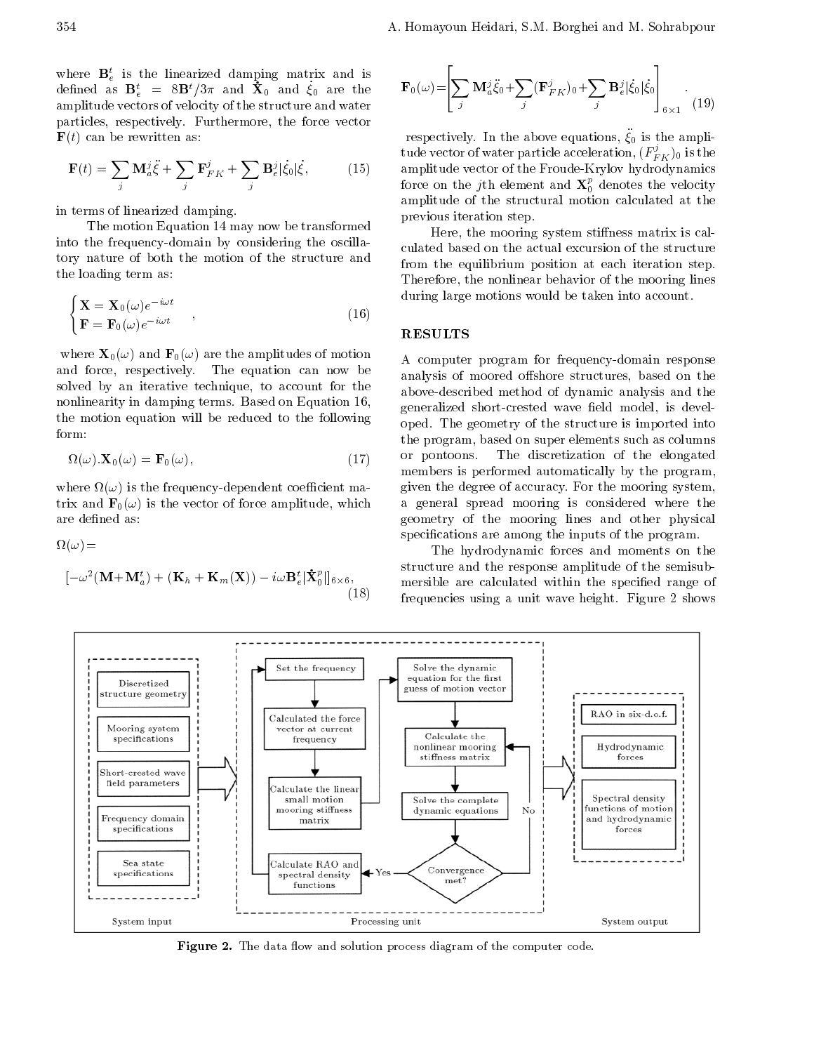where $\mathbf{B}_e^t$ is the linearized damping matrix and is defined as $\mathbf{B}_e^t = 8\mathbf{B}^t/3\pi$ and $\dot{\mathbf{X}}_0$ and $\dot{\xi}_0$ are the amplitude vectors of velocity of the structure and water particles, respectively. Furthermore, the force vector $\mathbf{F}(t)$ can be rewritten as:

$$\mathbf{F}(t) = \sum_j \mathbf{M}_a^j \ddot{\xi} + \sum_j \mathbf{F}_{FK}^j + \sum_j \mathbf{B}_e^j |\dot{\xi}_0| \dot{\xi}, \tag{15}$$

in terms of linearized damping.

The motion Equation 14 may now be transformed into the frequency-domain by considering the oscillatory nature of both the motion of the structure and the loading term as:

$$\begin{cases} \mathbf{X} = \mathbf{X}_0(\omega) e^{-i\omega t} \\ \mathbf{F} = \mathbf{F}_0(\omega) e^{-i\omega t} \end{cases}, \tag{16}$$

where $\mathbf{X}_0(\omega)$ and $\mathbf{F}_0(\omega)$ are the amplitudes of motion and force, respectively. The equation can now be solved by an iterative technique, to account for the nonlinearity in damping terms. Based on Equation 16, the motion equation will be reduced to the following form:

$$\Omega(\omega).\mathbf{X}_0(\omega) = \mathbf{F}_0(\omega), \tag{17}$$

where $\Omega(\omega)$ is the frequency-dependent coefficient matrix and $\mathbf{F}_0(\omega)$ is the vector of force amplitude, which are defined as:

$$\Omega(\omega) = \left[-\omega^2(\mathbf{M} + \mathbf{M}_a^t) + (\mathbf{K}_h + \mathbf{K}_m(\mathbf{X})) - i\omega \mathbf{B}_e^t |\dot{\mathbf{X}}_0^p|\right]_{6\times 6}, \tag{18}$$

$$\mathbf{F}_0(\omega) = \left[\sum_j \mathbf{M}_a^j \ddot{\xi}_0 + \sum_j (\mathbf{F}_{FK}^j)_0 + \sum_j \mathbf{B}_e^j |\dot{\xi}_0| \dot{\xi}_0\right]_{6\times 1}. \tag{19}$$

respectively. In the above equations, $\ddot{\xi}_0$ is the amplitude vector of water particle acceleration, $(F_{FK}^j)_0$ is the amplitude vector of the Froude-Krylov hydrodynamics force on the $j$th element and $\dot{\mathbf{X}}_0^p$ denotes the velocity amplitude of the structural motion calculated at the previous iteration step.

Here, the mooring system stiffness matrix is calculated based on the actual excursion of the structure from the equilibrium position at each iteration step. Therefore, the nonlinear behavior of the mooring lines during large motions would be taken into account.

## RESULTS

A computer program for frequency-domain response analysis of moored offshore structures, based on the above-described method of dynamic analysis and the generalized short-crested wave field model, is developed. The geometry of the structure is imported into the program, based on super elements such as columns or pontoons. The discretization of the elongated members is performed automatically by the program, given the degree of accuracy. For the mooring system, a general spread mooring is considered where the geometry of the mooring lines and other physical specifications are among the inputs of the program.

The hydrodynamic forces and moments on the structure and the response amplitude of the semisubmersible are calculated within the specified range of frequencies using a unit wave height. Figure 2 shows

**Figure 2.** The data flow and solution process diagram of the computer code.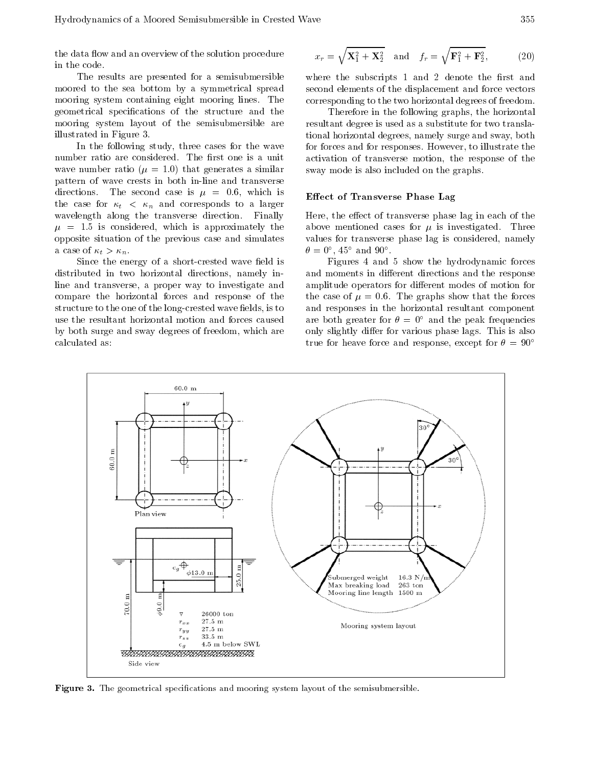the data flow and an overview of the solution procedure in the code.

The results are presented for a semisubmersible moored to the sea bottom by a symmetrical spread mooring system containing eight mooring lines. The geometrical specifications of the structure and the mooring system layout of the semisubmersible are illustrated in Figure 3.

In the following study, three cases for the wave number ratio are considered. The first one is a unit wave number ratio ($\mu = 1.0$) that generates a similar pattern of wave crests in both in-line and transverse directions. The second case is $\mu = 0.6$, which is the case for $\kappa_t < \kappa_n$ and corresponds to a larger wavelength along the transverse direction. Finally $\mu = 1.5$ is considered, which is approximately the opposite situation of the previous case and simulates a case of $\kappa_t > \kappa_n$.

Since the energy of a short-crested wave field is distributed in two horizontal directions, namely in-line and transverse, a proper way to investigate and compare the horizontal forces and response of the structure to the one of the long-crested wave fields, is to use the resultant horizontal motion and forces caused by both surge and sway degrees of freedom, which are calculated as:

$$x_r = \sqrt{\mathbf{X}_1^2 + \mathbf{X}_2^2} \quad \text{and} \quad f_r = \sqrt{\mathbf{F}_1^2 + \mathbf{F}_2^2}, \tag{20}$$

where the subscripts 1 and 2 denote the first and second elements of the displacement and force vectors corresponding to the two horizontal degrees of freedom.

Therefore in the following graphs, the horizontal resultant degree is used as a substitute for two translational horizontal degrees, namely surge and sway, both for forces and for responses. However, to illustrate the activation of transverse motion, the response of the sway mode is also included on the graphs.

### Effect of Transverse Phase Lag

Here, the effect of transverse phase lag in each of the above mentioned cases for $\mu$ is investigated. Three values for transverse phase lag is considered, namely $\theta = 0°$, $45°$ and $90°$.

Figures 4 and 5 show the hydrodynamic forces and moments in different directions and the response amplitude operators for different modes of motion for the case of $\mu = 0.6$. The graphs show that the forces and responses in the horizontal resultant component are both greater for $\theta = 0°$ and the peak frequencies only slightly differ for various phase lags. This is also true for heave force and response, except for $\theta = 90°$

60.0 m; 60.0 m; Plan view; $\phi$13.0 m; 25.0 m; 70.0 m; $\phi$9.0 m; $\nabla$ 26000 ton; $r_{xx}$ 27.5 m; $r_{yy}$ 27.5 m; $r_{zz}$ 33.5 m; $c_g$ 4.5 m below SWL; Side view; 30°; 30°; Submerged weight 16.3 N/m; Max breaking load 263 ton; Mooring line length 1500 m; Mooring system layout

**Figure 3.** The geometrical specifications and mooring system layout of the semisubmersible.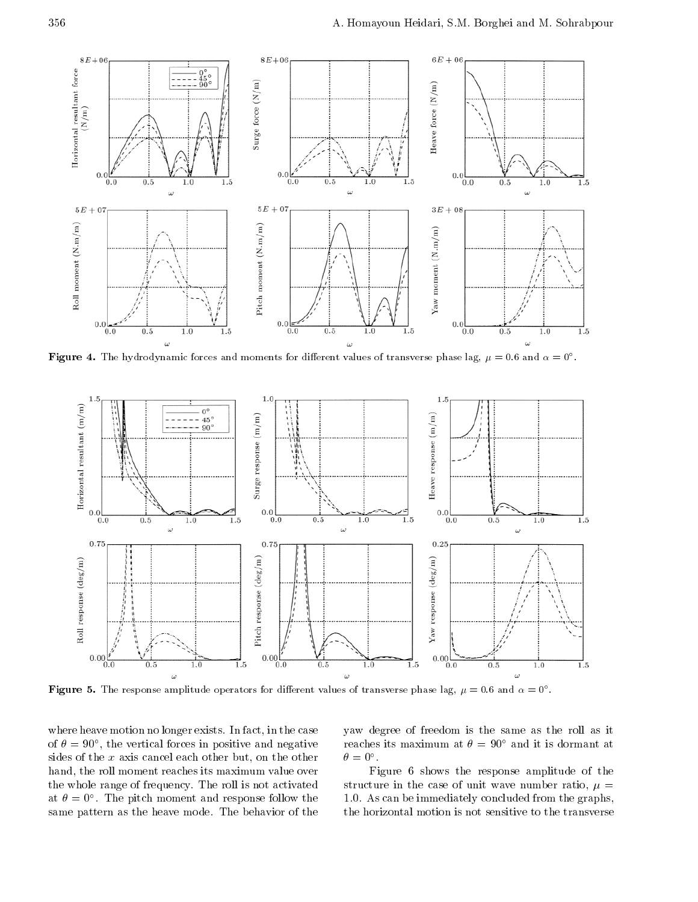**Figure 4.** The hydrodynamic forces and moments for different values of transverse phase lag, $\mu = 0.6$ and $\alpha = 0°$.

**Figure 5.** The response amplitude operators for different values of transverse phase lag, $\mu = 0.6$ and $\alpha = 0°$.

where heave motion no longer exists. In fact, in the case of $\theta = 90°$, the vertical forces in positive and negative sides of the $x$ axis cancel each other but, on the other hand, the roll moment reaches its maximum value over the whole range of frequency. The roll is not activated at $\theta = 0°$. The pitch moment and response follow the same pattern as the heave mode. The behavior of the yaw degree of freedom is the same as the roll as it reaches its maximum at $\theta = 90°$ and it is dormant at $\theta = 0°$.

Figure 6 shows the response amplitude of the structure in the case of unit wave number ratio, $\mu = 1.0$. As can be immediately concluded from the graphs, the horizontal motion is not sensitive to the transverse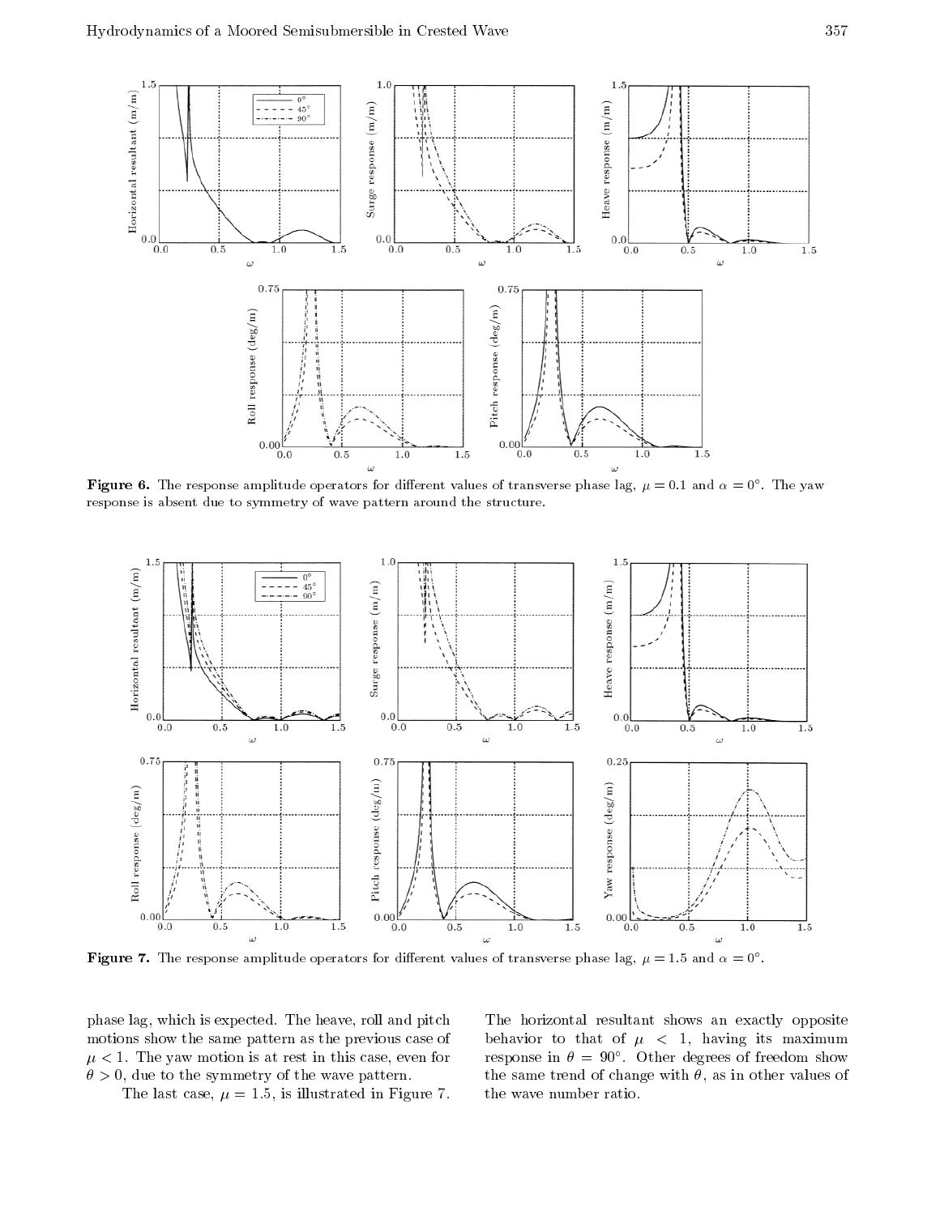**Figure 6.** The response amplitude operators for different values of transverse phase lag, $\mu = 0.1$ and $\alpha = 0°$. The yaw response is absent due to symmetry of wave pattern around the structure.

**Figure 7.** The response amplitude operators for different values of transverse phase lag, $\mu = 1.5$ and $\alpha = 0°$.

phase lag, which is expected. The heave, roll and pitch motions show the same pattern as the previous case of $\mu < 1$. The yaw motion is at rest in this case, even for $\theta > 0$, due to the symmetry of the wave pattern.

The last case, $\mu = 1.5$, is illustrated in Figure 7. The horizontal resultant shows an exactly opposite behavior to that of $\mu < 1$, having its maximum response in $\theta = 90°$. Other degrees of freedom show the same trend of change with $\theta$, as in other values of the wave number ratio.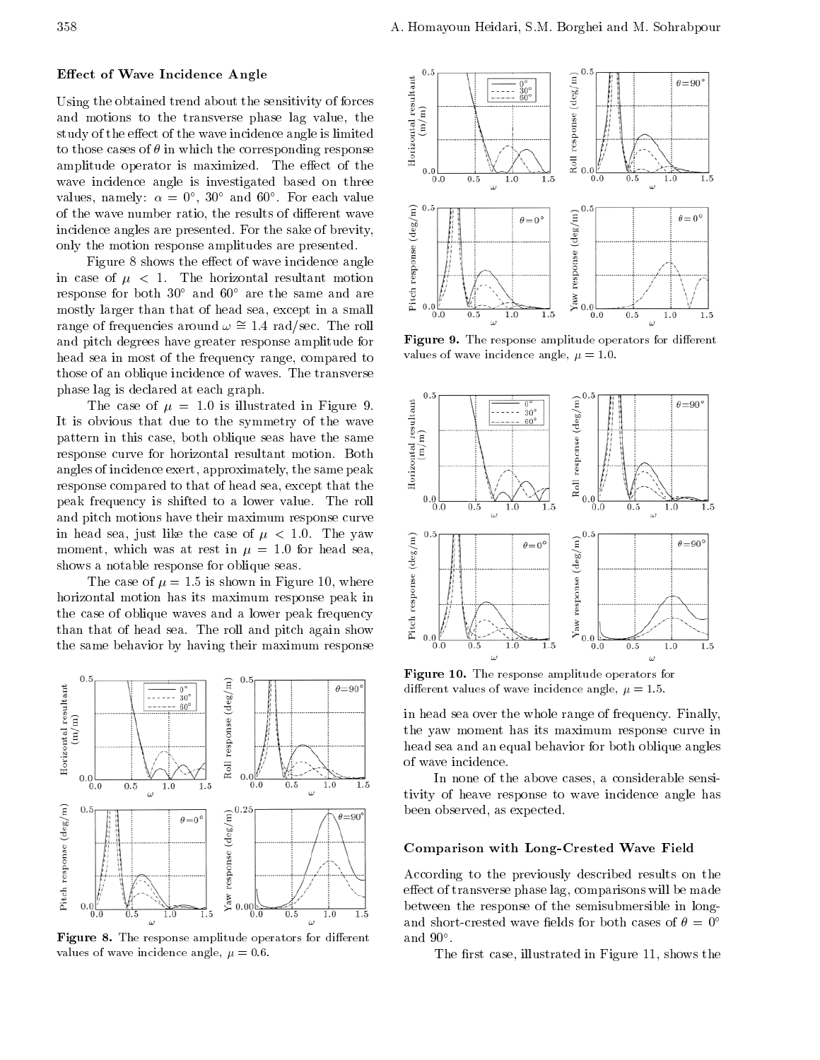### Effect of Wave Incidence Angle

Using the obtained trend about the sensitivity of forces and motions to the transverse phase lag value, the study of the effect of the wave incidence angle is limited to those cases of $\theta$ in which the corresponding response amplitude operator is maximized. The effect of the wave incidence angle is investigated based on three values, namely: $\alpha = 0^\circ$, $30^\circ$ and $60^\circ$. For each value of the wave number ratio, the results of different wave incidence angles are presented. For the sake of brevity, only the motion response amplitudes are presented.

Figure 8 shows the effect of wave incidence angle in case of $\mu < 1$. The horizontal resultant motion response for both $30^\circ$ and $60^\circ$ are the same and are mostly larger than that of head sea, except in a small range of frequencies around $\omega \cong 1.4$ rad/sec. The roll and pitch degrees have greater response amplitude for head sea in most of the frequency range, compared to those of an oblique incidence of waves. The transverse phase lag is declared at each graph.

The case of $\mu = 1.0$ is illustrated in Figure 9. It is obvious that due to the symmetry of the wave pattern in this case, both oblique seas have the same response curve for horizontal resultant motion. Both angles of incidence exert, approximately, the same peak response compared to that of head sea, except that the peak frequency is shifted to a lower value. The roll and pitch motions have their maximum response curve in head sea, just like the case of $\mu < 1.0$. The yaw moment, which was at rest in $\mu = 1.0$ for head sea, shows a notable response for oblique seas.

The case of $\mu = 1.5$ is shown in Figure 10, where horizontal motion has its maximum response peak in the case of oblique waves and a lower peak frequency than that of head sea. The roll and pitch again show the same behavior by having their maximum response in head sea over the whole range of frequency. Finally, the yaw moment has its maximum response curve in head sea and an equal behavior for both oblique angles of wave incidence.

In none of the above cases, a considerable sensitivity of heave response to wave incidence angle has been observed, as expected.

Figure 8. The response amplitude operators for different values of wave incidence angle, $\mu = 0.6$.

Figure 9. The response amplitude operators for different values of wave incidence angle, $\mu = 1.0$.

Figure 10. The response amplitude operators for different values of wave incidence angle, $\mu = 1.5$.

### Comparison with Long-Crested Wave Field

According to the previously described results on the effect of transverse phase lag, comparisons will be made between the response of the semisubmersible in long- and short-crested wave fields for both cases of $\theta = 0^\circ$ and $90^\circ$.

The first case, illustrated in Figure 11, shows the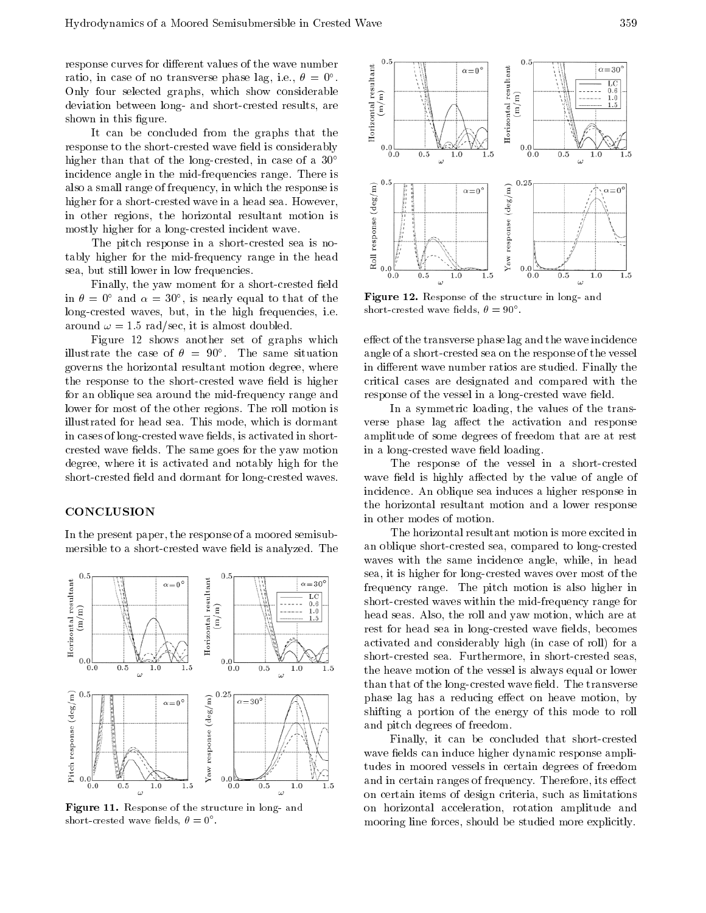response curves for different values of the wave number ratio, in case of no transverse phase lag, i.e., $\theta = 0°$. Only four selected graphs, which show considerable deviation between long- and short-crested results, are shown in this figure.

It can be concluded from the graphs that the response to the short-crested wave field is considerably higher than that of the long-crested, in case of a 30° incidence angle in the mid-frequencies range. There is also a small range of frequency, in which the response is higher for a short-crested wave in a head sea. However, in other regions, the horizontal resultant motion is mostly higher for a long-crested incident wave.

The pitch response in a short-crested sea is notably higher for the mid-frequency range in the head sea, but still lower in low frequencies.

Finally, the yaw moment for a short-crested field in $\theta = 0°$ and $\alpha = 30°$, is nearly equal to that of the long-crested waves, but, in the high frequencies, i.e. around $\omega = 1.5$ rad/sec, it is almost doubled.

Figure 12 shows another set of graphs which illustrate the case of $\theta = 90°$. The same situation governs the horizontal resultant motion degree, where the response to the short-crested wave field is higher for an oblique sea around the mid-frequency range and lower for most of the other regions. The roll motion is illustrated for head sea. This mode, which is dormant in cases of long-crested wave fields, is activated in short-crested wave fields. The same goes for the yaw motion degree, where it is activated and notably high for the short-crested field and dormant for long-crested waves.

## CONCLUSION

In the present paper, the response of a moored semisubmersible to a short-crested wave field is analyzed. The effect of the transverse phase lag and the wave incidence angle of a short-crested sea on the response of the vessel in different wave number ratios are studied. Finally the critical cases are designated and compared with the response of the vessel in a long-crested wave field.

Figure 11. Response of the structure in long- and short-crested wave fields, $\theta = 0°$.

Figure 12. Response of the structure in long- and short-crested wave fields, $\theta = 90°$.

In a symmetric loading, the values of the transverse phase lag affect the activation and response amplitude of some degrees of freedom that are at rest in a long-crested wave field loading.

The response of the vessel in a short-crested wave field is highly affected by the value of angle of incidence. An oblique sea induces a higher response in the horizontal resultant motion and a lower response in other modes of motion.

The horizontal resultant motion is more excited in an oblique short-crested sea, compared to long-crested waves with the same incidence angle, while, in head sea, it is higher for long-crested waves over most of the frequency range. The pitch motion is also higher in short-crested waves within the mid-frequency range for head seas. Also, the roll and yaw motion, which are at rest for head sea in long-crested wave fields, becomes activated and considerably high (in case of roll) for a short-crested sea. Furthermore, in short-crested seas, the heave motion of the vessel is always equal or lower than that of the long-crested wave field. The transverse phase lag has a reducing effect on heave motion, by shifting a portion of the energy of this mode to roll and pitch degrees of freedom.

Finally, it can be concluded that short-crested wave fields can induce higher dynamic response amplitudes in moored vessels in certain degrees of freedom and in certain ranges of frequency. Therefore, its effect on certain items of design criteria, such as limitations on horizontal acceleration, rotation amplitude and mooring line forces, should be studied more explicitly.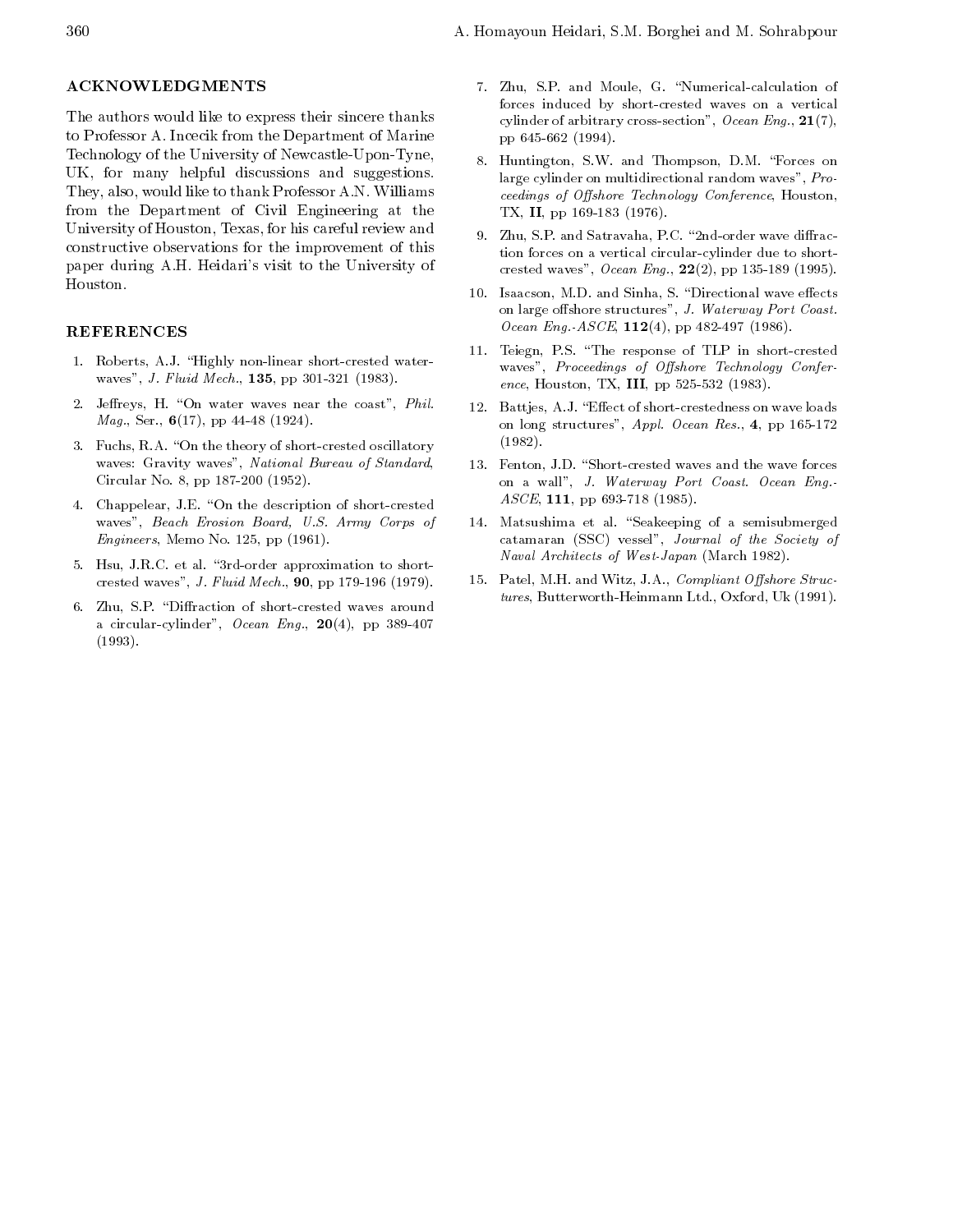## ACKNOWLEDGMENTS

The authors would like to express their sincere thanks to Professor A. Incecik from the Department of Marine Technology of the University of Newcastle-Upon-Tyne, UK, for many helpful discussions and suggestions. They, also, would like to thank Professor A.N. Williams from the Department of Civil Engineering at the University of Houston, Texas, for his careful review and constructive observations for the improvement of this paper during A.H. Heidari's visit to the University of Houston.

## REFERENCES

1. Roberts, A.J. "Highly non-linear short-crested water-waves", *J. Fluid Mech.*, **135**, pp 301-321 (1983).
2. Jeffreys, H. "On water waves near the coast", *Phil. Mag.*, Ser., **6**(17), pp 44-48 (1924).
3. Fuchs, R.A. "On the theory of short-crested oscillatory waves: Gravity waves", *National Bureau of Standard*, Circular No. 8, pp 187-200 (1952).
4. Chappelear, J.E. "On the description of short-crested waves", *Beach Erosion Board, U.S. Army Corps of Engineers*, Memo No. 125, pp (1961).
5. Hsu, J.R.C. et al. "3rd-order approximation to short-crested waves", *J. Fluid Mech.*, **90**, pp 179-196 (1979).
6. Zhu, S.P. "Diffraction of short-crested waves around a circular-cylinder", *Ocean Eng.*, **20**(4), pp 389-407 (1993).
7. Zhu, S.P. and Moule, G. "Numerical-calculation of forces induced by short-crested waves on a vertical cylinder of arbitrary cross-section", *Ocean Eng.*, **21**(7), pp 645-662 (1994).
8. Huntington, S.W. and Thompson, D.M. "Forces on large cylinder on multidirectional random waves", *Proceedings of Offshore Technology Conference*, Houston, TX, **II**, pp 169-183 (1976).
9. Zhu, S.P. and Satravaha, P.C. "2nd-order wave diffraction forces on a vertical circular-cylinder due to short-crested waves", *Ocean Eng.*, **22**(2), pp 135-189 (1995).
10. Isaacson, M.D. and Sinha, S. "Directional wave effects on large offshore structures", *J. Waterway Port Coast. Ocean Eng.-ASCE*, **112**(4), pp 482-497 (1986).
11. Teiegn, P.S. "The response of TLP in short-crested waves", *Proceedings of Offshore Technology Conference*, Houston, TX, **III**, pp 525-532 (1983).
12. Battjes, A.J. "Effect of short-crestedness on wave loads on long structures", *Appl. Ocean Res.*, **4**, pp 165-172 (1982).
13. Fenton, J.D. "Short-crested waves and the wave forces on a wall", *J. Waterway Port Coast. Ocean Eng.-ASCE*, **111**, pp 693-718 (1985).
14. Matsushima et al. "Seakeeping of a semisubmerged catamaran (SSC) vessel", *Journal of the Society of Naval Architects of West-Japan* (March 1982).
15. Patel, M.H. and Witz, J.A., *Compliant Offshore Structures*, Butterworth-Heinmann Ltd., Oxford, Uk (1991).